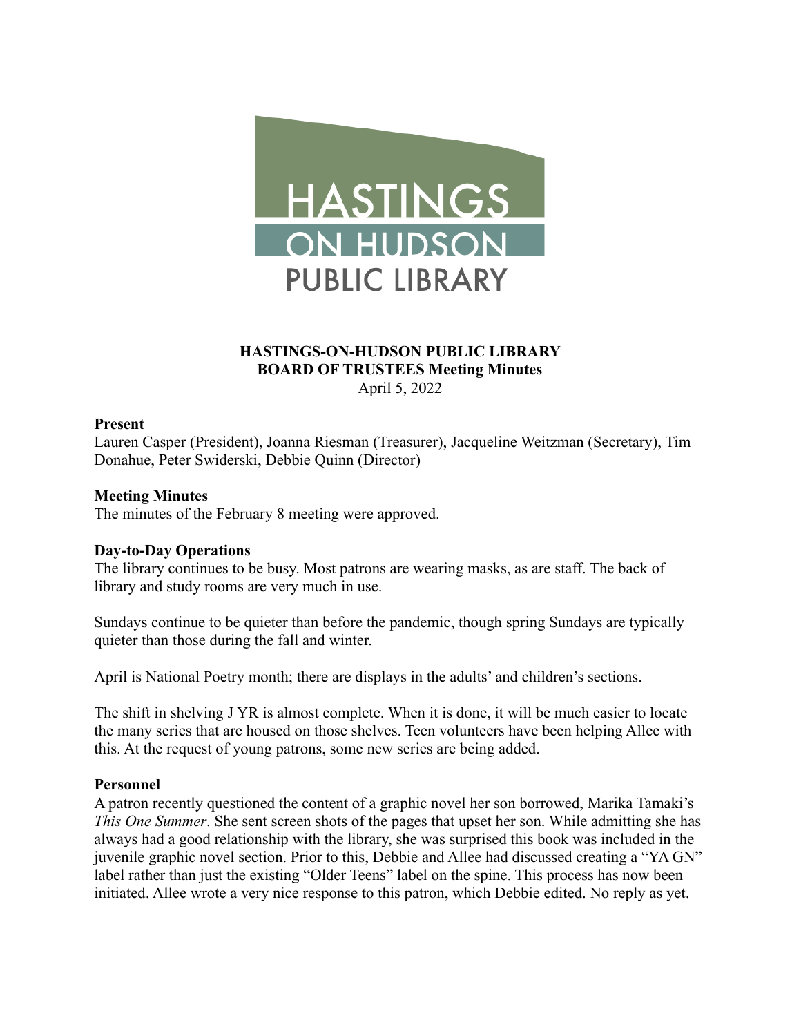# HASTINGS-ON-HUDSON PUBLIC LIBRARY
## BOARD OF TRUSTEES Meeting Minutes

April 5, 2022

**Present**

Lauren Casper (President), Joanna Riesman (Treasurer), Jacqueline Weitzman (Secretary), Tim Donahue, Peter Swiderski, Debbie Quinn (Director)

**Meeting Minutes**

The minutes of the February 8 meeting were approved.

**Day-to-Day Operations**

The library continues to be busy. Most patrons are wearing masks, as are staff. The back of library and study rooms are very much in use.

Sundays continue to be quieter than before the pandemic, though spring Sundays are typically quieter than those during the fall and winter.

April is National Poetry month; there are displays in the adults' and children's sections.

The shift in shelving J YR is almost complete. When it is done, it will be much easier to locate the many series that are housed on those shelves. Teen volunteers have been helping Allee with this. At the request of young patrons, some new series are being added.

**Personnel**

A patron recently questioned the content of a graphic novel her son borrowed, Marika Tamaki's *This One Summer*. She sent screen shots of the pages that upset her son. While admitting she has always had a good relationship with the library, she was surprised this book was included in the juvenile graphic novel section. Prior to this, Debbie and Allee had discussed creating a "YA GN" label rather than just the existing "Older Teens" label on the spine. This process has now been initiated. Allee wrote a very nice response to this patron, which Debbie edited. No reply as yet.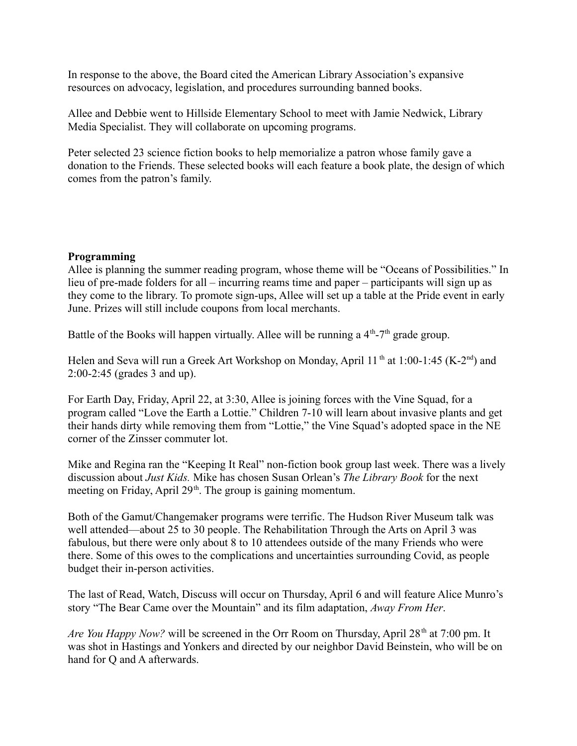In response to the above, the Board cited the American Library Association's expansive resources on advocacy, legislation, and procedures surrounding banned books.

Allee and Debbie went to Hillside Elementary School to meet with Jamie Nedwick, Library Media Specialist. They will collaborate on upcoming programs.

Peter selected 23 science fiction books to help memorialize a patron whose family gave a donation to the Friends. These selected books will each feature a book plate, the design of which comes from the patron's family.

**Programming**

Allee is planning the summer reading program, whose theme will be "Oceans of Possibilities." In lieu of pre-made folders for all – incurring reams time and paper – participants will sign up as they come to the library. To promote sign-ups, Allee will set up a table at the Pride event in early June. Prizes will still include coupons from local merchants.

Battle of the Books will happen virtually. Allee will be running a 4th-7th grade group.

Helen and Seva will run a Greek Art Workshop on Monday, April 11th at 1:00-1:45 (K-2nd) and 2:00-2:45 (grades 3 and up).

For Earth Day, Friday, April 22, at 3:30, Allee is joining forces with the Vine Squad, for a program called "Love the Earth a Lottie." Children 7-10 will learn about invasive plants and get their hands dirty while removing them from "Lottie," the Vine Squad's adopted space in the NE corner of the Zinsser commuter lot.

Mike and Regina ran the "Keeping It Real" non-fiction book group last week. There was a lively discussion about *Just Kids.* Mike has chosen Susan Orlean's *The Library Book* for the next meeting on Friday, April 29th. The group is gaining momentum.

Both of the Gamut/Changemaker programs were terrific. The Hudson River Museum talk was well attended—about 25 to 30 people. The Rehabilitation Through the Arts on April 3 was fabulous, but there were only about 8 to 10 attendees outside of the many Friends who were there. Some of this owes to the complications and uncertainties surrounding Covid, as people budget their in-person activities.

The last of Read, Watch, Discuss will occur on Thursday, April 6 and will feature Alice Munro's story "The Bear Came over the Mountain" and its film adaptation, *Away From Her*.

*Are You Happy Now?* will be screened in the Orr Room on Thursday, April 28th at 7:00 pm. It was shot in Hastings and Yonkers and directed by our neighbor David Beinstein, who will be on hand for Q and A afterwards.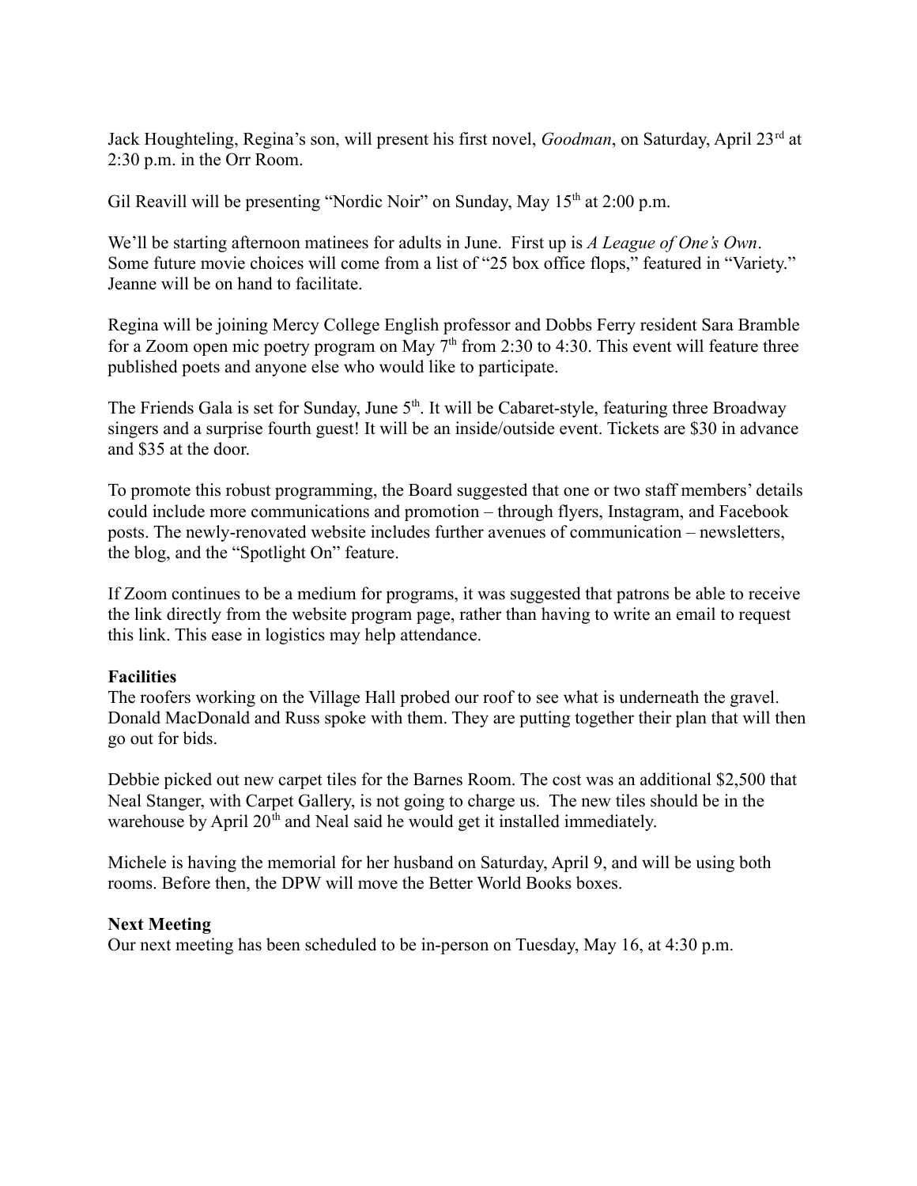Jack Houghteling, Regina's son, will present his first novel, *Goodman*, on Saturday, April 23rd at 2:30 p.m. in the Orr Room.

Gil Reavill will be presenting "Nordic Noir" on Sunday, May 15th at 2:00 p.m.

We'll be starting afternoon matinees for adults in June. First up is *A League of One's Own*. Some future movie choices will come from a list of "25 box office flops," featured in "Variety." Jeanne will be on hand to facilitate.

Regina will be joining Mercy College English professor and Dobbs Ferry resident Sara Bramble for a Zoom open mic poetry program on May 7th from 2:30 to 4:30. This event will feature three published poets and anyone else who would like to participate.

The Friends Gala is set for Sunday, June 5th. It will be Cabaret-style, featuring three Broadway singers and a surprise fourth guest! It will be an inside/outside event. Tickets are $30 in advance and $35 at the door.

To promote this robust programming, the Board suggested that one or two staff members' details could include more communications and promotion – through flyers, Instagram, and Facebook posts. The newly-renovated website includes further avenues of communication – newsletters, the blog, and the "Spotlight On" feature.

If Zoom continues to be a medium for programs, it was suggested that patrons be able to receive the link directly from the website program page, rather than having to write an email to request this link. This ease in logistics may help attendance.

**Facilities**

The roofers working on the Village Hall probed our roof to see what is underneath the gravel. Donald MacDonald and Russ spoke with them. They are putting together their plan that will then go out for bids.

Debbie picked out new carpet tiles for the Barnes Room. The cost was an additional $2,500 that Neal Stanger, with Carpet Gallery, is not going to charge us. The new tiles should be in the warehouse by April 20th and Neal said he would get it installed immediately.

Michele is having the memorial for her husband on Saturday, April 9, and will be using both rooms. Before then, the DPW will move the Better World Books boxes.

**Next Meeting**

Our next meeting has been scheduled to be in-person on Tuesday, May 16, at 4:30 p.m.